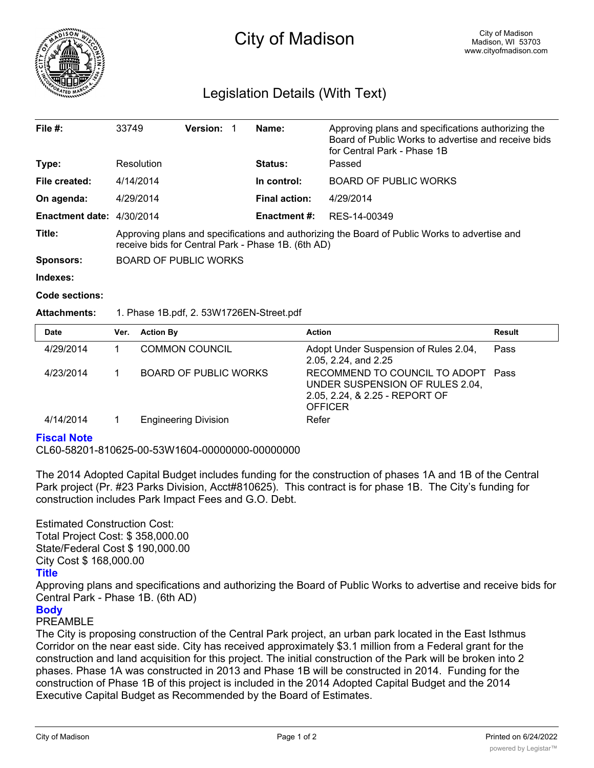# City of Madison

City of Madison
Madison, WI 53703
www.cityofmadison.com

## Legislation Details (With Text)

| | | | | | |
|---|---|---|---|---|---|
| **File #:** | 33749 | **Version:** 1 | | **Name:** | Approving plans and specifications authorizing the Board of Public Works to advertise and receive bids for Central Park - Phase 1B |
| **Type:** | Resolution | | | **Status:** | Passed |
| **File created:** | 4/14/2014 | | | **In control:** | BOARD OF PUBLIC WORKS |
| **On agenda:** | 4/29/2014 | | | **Final action:** | 4/29/2014 |
| **Enactment date:** | 4/30/2014 | | | **Enactment #:** | RES-14-00349 |

**Title:** Approving plans and specifications and authorizing the Board of Public Works to advertise and receive bids for Central Park - Phase 1B. (6th AD)

**Sponsors:** BOARD OF PUBLIC WORKS

**Indexes:**

**Code sections:**

**Attachments:** 1. Phase 1B.pdf, 2. 53W1726EN-Street.pdf

| Date | Ver. | Action By | Action | Result |
|---|---|---|---|---|
| 4/29/2014 | 1 | COMMON COUNCIL | Adopt Under Suspension of Rules 2.04, 2.05, 2.24, and 2.25 | Pass |
| 4/23/2014 | 1 | BOARD OF PUBLIC WORKS | RECOMMEND TO COUNCIL TO ADOPT UNDER SUSPENSION OF RULES 2.04, 2.05, 2.24, & 2.25 - REPORT OF OFFICER | Pass |
| 4/14/2014 | 1 | Engineering Division | Refer | |

### Fiscal Note

CL60-58201-810625-00-53W1604-00000000-00000000

The 2014 Adopted Capital Budget includes funding for the construction of phases 1A and 1B of the Central Park project (Pr. #23 Parks Division, Acct#810625). This contract is for phase 1B. The City's funding for construction includes Park Impact Fees and G.O. Debt.

Estimated Construction Cost:
Total Project Cost: $ 358,000.00
State/Federal Cost $ 190,000.00
City Cost $ 168,000.00

### Title

Approving plans and specifications and authorizing the Board of Public Works to advertise and receive bids for Central Park - Phase 1B. (6th AD)

### Body

PREAMBLE

The City is proposing construction of the Central Park project, an urban park located in the East Isthmus Corridor on the near east side. City has received approximately $3.1 million from a Federal grant for the construction and land acquisition for this project. The initial construction of the Park will be broken into 2 phases. Phase 1A was constructed in 2013 and Phase 1B will be constructed in 2014. Funding for the construction of Phase 1B of this project is included in the 2014 Adopted Capital Budget and the 2014 Executive Capital Budget as Recommended by the Board of Estimates.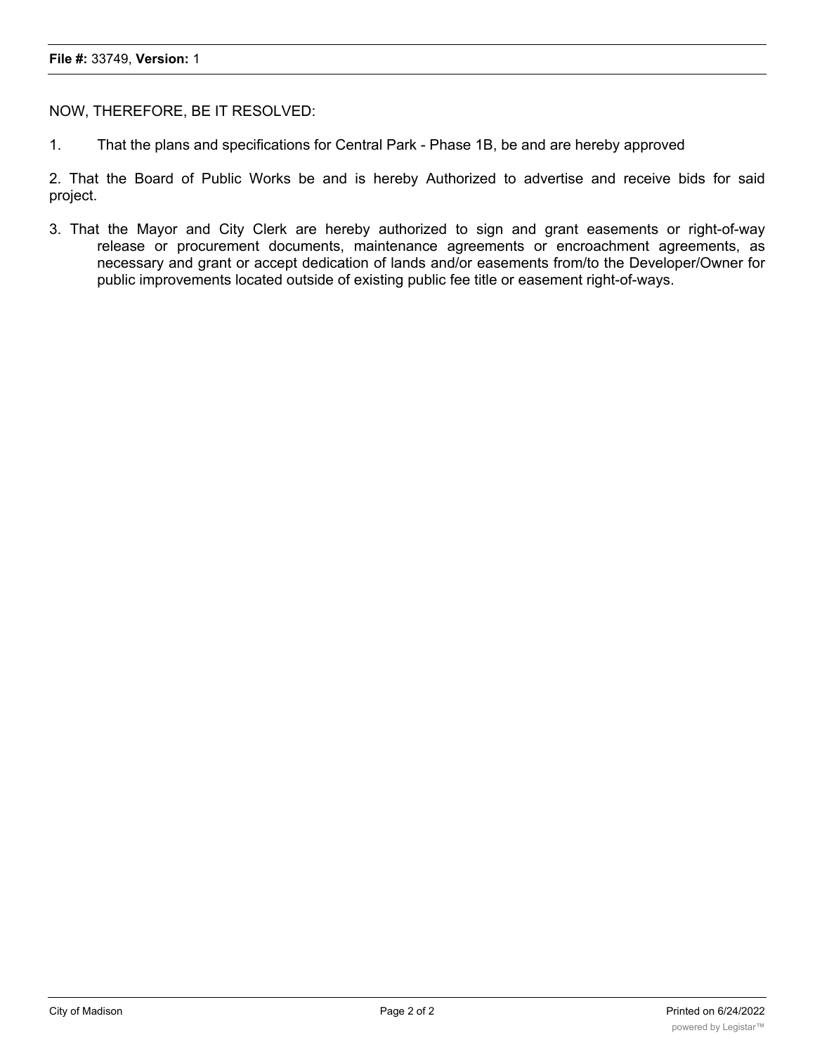NOW, THEREFORE, BE IT RESOLVED:

1. That the plans and specifications for Central Park - Phase 1B, be and are hereby approved

2. That the Board of Public Works be and is hereby Authorized to advertise and receive bids for said project.

3. That the Mayor and City Clerk are hereby authorized to sign and grant easements or right-of-way release or procurement documents, maintenance agreements or encroachment agreements, as necessary and grant or accept dedication of lands and/or easements from/to the Developer/Owner for public improvements located outside of existing public fee title or easement right-of-ways.